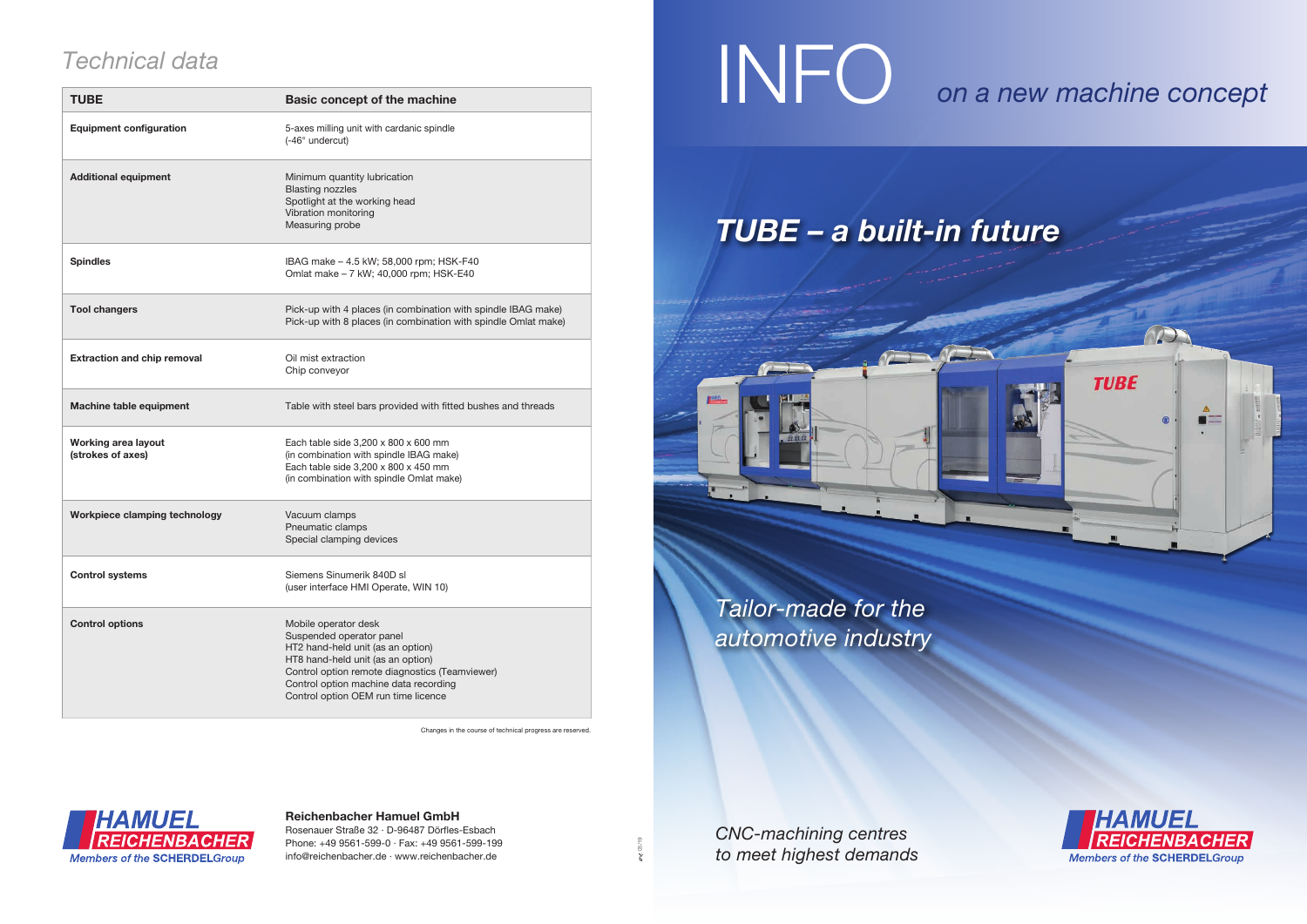## Technical data

| TUBE | Basic concept of the machine |
| --- | --- |
| **Equipment configuration** | 5-axes milling unit with cardanic spindle<br>(-46° undercut) |
| **Additional equipment** | Minimum quantity lubrication<br>Blasting nozzles<br>Spotlight at the working head<br>Vibration monitoring<br>Measuring probe |
| **Spindles** | IBAG make – 4.5 kW; 58,000 rpm; HSK-F40<br>Omlat make – 7 kW; 40,000 rpm; HSK-E40 |
| **Tool changers** | Pick-up with 4 places (in combination with spindle IBAG make)<br>Pick-up with 8 places (in combination with spindle Omlat make) |
| **Extraction and chip removal** | Oil mist extraction<br>Chip conveyor |
| **Machine table equipment** | Table with steel bars provided with fitted bushes and threads |
| **Working area layout (strokes of axes)** | Each table side 3,200 x 800 x 600 mm<br>(in combination with spindle IBAG make)<br>Each table side 3,200 x 800 x 450 mm<br>(in combination with spindle Omlat make) |
| **Workpiece clamping technology** | Vacuum clamps<br>Pneumatic clamps<br>Special clamping devices |
| **Control systems** | Siemens Sinumerik 840D sl<br>(user interface HMI Operate, WIN 10) |
| **Control options** | Mobile operator desk<br>Suspended operator panel<br>HT2 hand-held unit (as an option)<br>HT8 hand-held unit (as an option)<br>Control option remote diagnostics (Teamviewer)<br>Control option machine data recording<br>Control option OEM run time licence |

Changes in the course of technical progress are reserved.

HAMUEL REICHENBACHER
*Members of the SCHERDELGroup*

**Reichenbacher Hamuel GmbH**
Rosenauer Straße 32 · D-96487 Dörfles-Esbach
Phone: +49 9561-599-0 · Fax: +49 9561-599-199
info@reichenbacher.de · www.reichenbacher.de

# INFO *on a new machine concept*

## *TUBE – a built-in future*

*Tailor-made for the automotive industry*

*CNC-machining centres to meet highest demands*

HAMUEL REICHENBACHER
*Members of the SCHERDELGroup*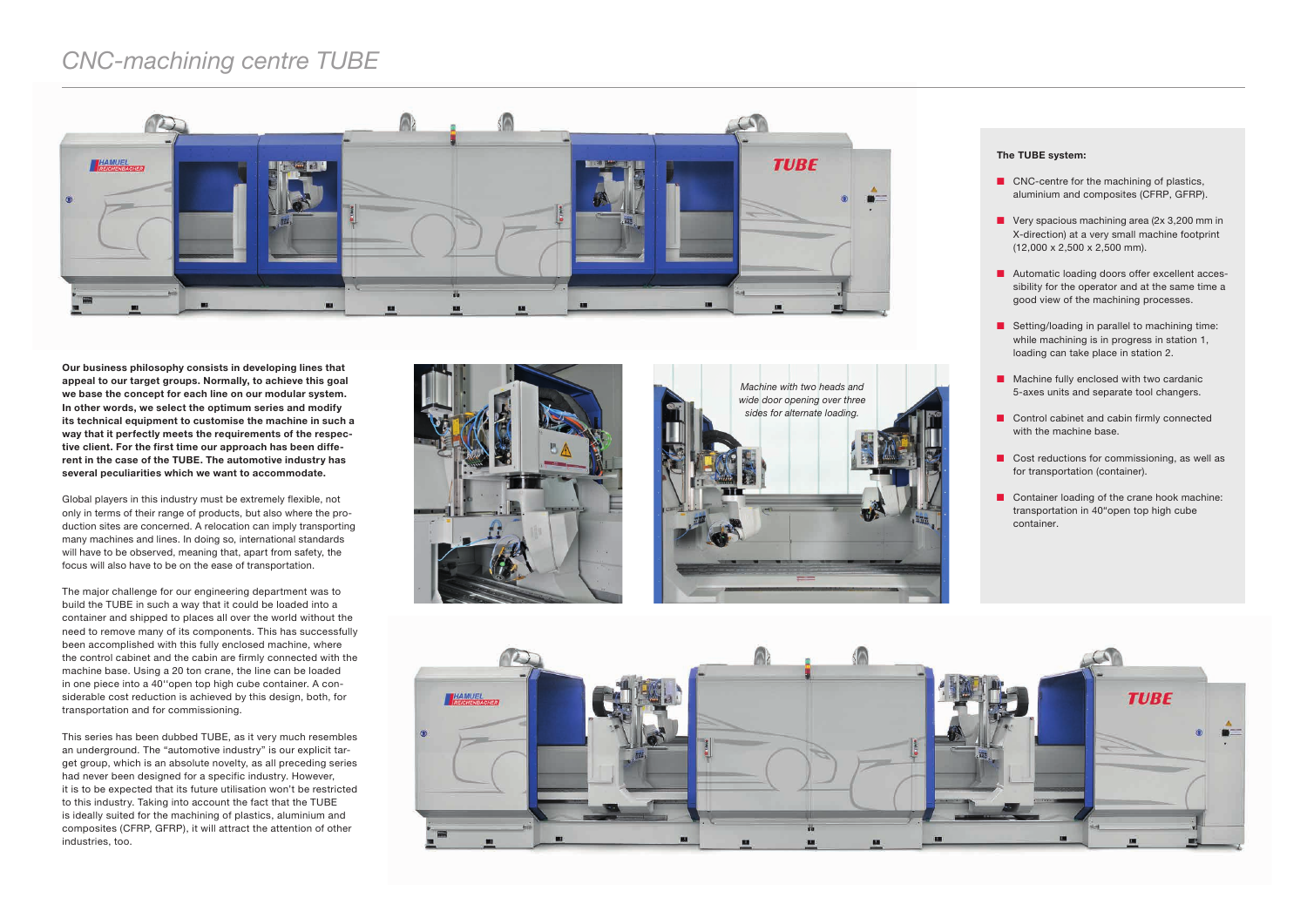# CNC-machining centre TUBE

**Our business philosophy consists in developing lines that appeal to our target groups. Normally, to achieve this goal we base the concept for each line on our modular system. In other words, we select the optimum series and modify its technical equipment to customise the machine in such a way that it perfectly meets the requirements of the respective client. For the first time our approach has been different in the case of the TUBE. The automotive industry has several peculiarities which we want to accommodate.**

Global players in this industry must be extremely flexible, not only in terms of their range of products, but also where the production sites are concerned. A relocation can imply transporting many machines and lines. In doing so, international standards will have to be observed, meaning that, apart from safety, the focus will also have to be on the ease of transportation.

The major challenge for our engineering department was to build the TUBE in such a way that it could be loaded into a container and shipped to places all over the world without the need to remove many of its components. This has successfully been accomplished with this fully enclosed machine, where the control cabinet and the cabin are firmly connected with the machine base. Using a 20 ton crane, the line can be loaded in one piece into a 40''open top high cube container. A considerable cost reduction is achieved by this design, both, for transportation and for commissioning.

This series has been dubbed TUBE, as it very much resembles an underground. The "automotive industry" is our explicit target group, which is an absolute novelty, as all preceding series had never been designed for a specific industry. However, it is to be expected that its future utilisation won't be restricted to this industry. Taking into account the fact that the TUBE is ideally suited for the machining of plastics, aluminium and composites (CFRP, GFRP), it will attract the attention of other industries, too.

*Machine with two heads and wide door opening over three sides for alternate loading.*

**The TUBE system:**

- CNC-centre for the machining of plastics, aluminium and composites (CFRP, GFRP).
- Very spacious machining area (2x 3,200 mm in X-direction) at a very small machine footprint (12,000 x 2,500 x 2,500 mm).
- Automatic loading doors offer excellent accessibility for the operator and at the same time a good view of the machining processes.
- Setting/loading in parallel to machining time: while machining is in progress in station 1, loading can take place in station 2.
- Machine fully enclosed with two cardanic 5-axes units and separate tool changers.
- Control cabinet and cabin firmly connected with the machine base.
- Cost reductions for commissioning, as well as for transportation (container).
- Container loading of the crane hook machine: transportation in 40"open top high cube container.